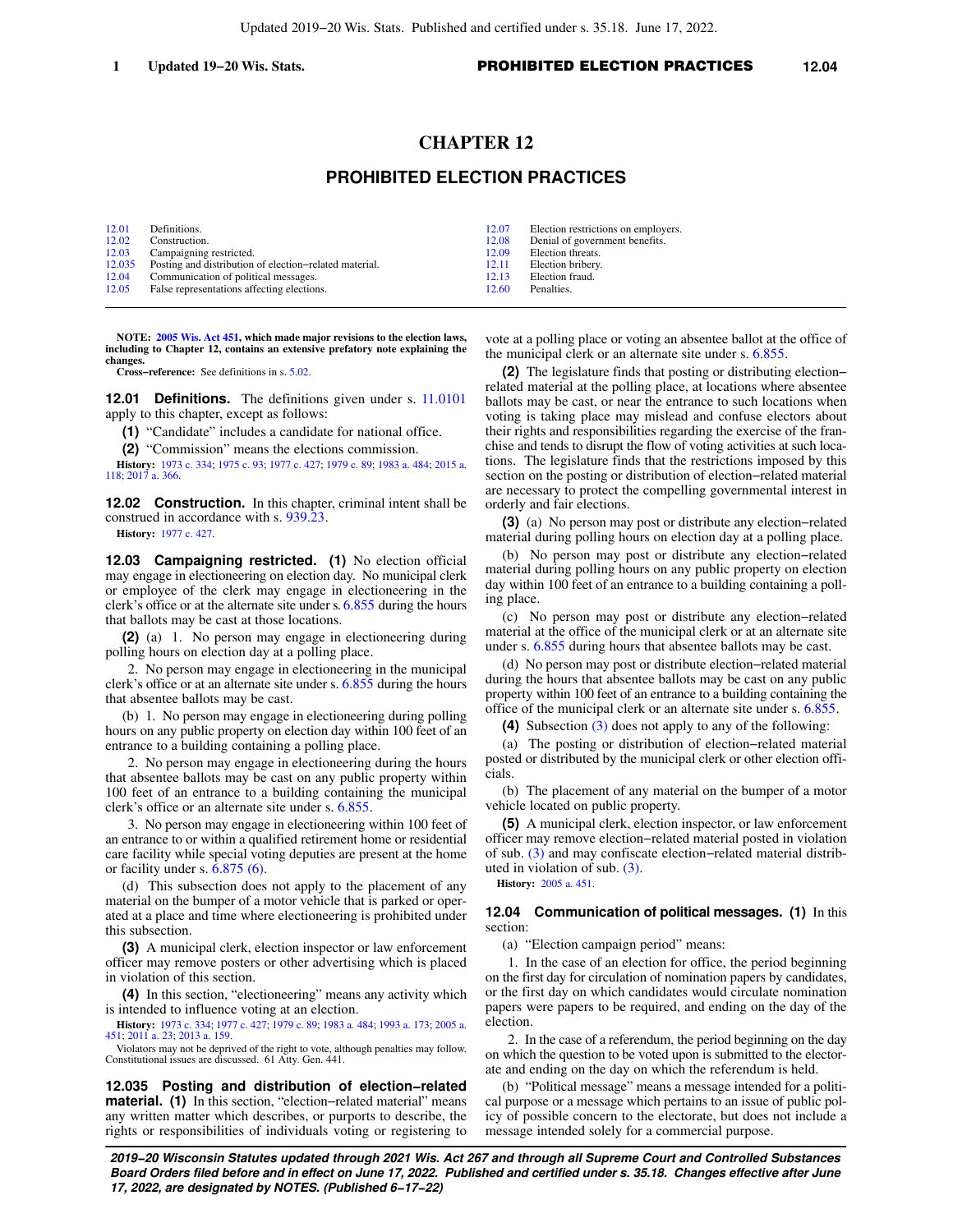# CHAPTER 12

## PROHIBITED ELECTION PRACTICES

| | | | |
|---|---|---|---|
| 12.01 | Definitions. | 12.07 | Election restrictions on employers. |
| 12.02 | Construction. | 12.08 | Denial of government benefits. |
| 12.03 | Campaigning restricted. | 12.09 | Election threats. |
| 12.035 | Posting and distribution of election−related material. | 12.11 | Election bribery. |
| 12.04 | Communication of political messages. | 12.13 | Election fraud. |
| 12.05 | False representations affecting elections. | 12.60 | Penalties. |

**NOTE: 2005 Wis. Act 451, which made major revisions to the election laws, including to Chapter 12, contains an extensive prefatory note explaining the changes.**

**Cross−reference:** See definitions in s. 5.02.

**12.01 Definitions.** The definitions given under s. 11.0101 apply to this chapter, except as follows:

**(1)** "Candidate" includes a candidate for national office.

**(2)** "Commission" means the elections commission.

**History:** 1973 c. 334; 1975 c. 93; 1977 c. 427; 1979 c. 89; 1983 a. 484; 2015 a. 118; 2017 a. 366.

**12.02 Construction.** In this chapter, criminal intent shall be construed in accordance with s. 939.23.

**History:** 1977 c. 427.

**12.03 Campaigning restricted.** **(1)** No election official may engage in electioneering on election day. No municipal clerk or employee of the clerk may engage in electioneering in the clerk's office or at the alternate site under s. 6.855 during the hours that ballots may be cast at those locations.

**(2)** (a) 1. No person may engage in electioneering during polling hours on election day at a polling place.

2. No person may engage in electioneering in the municipal clerk's office or at an alternate site under s. 6.855 during the hours that absentee ballots may be cast.

(b) 1. No person may engage in electioneering during polling hours on any public property on election day within 100 feet of an entrance to a building containing a polling place.

2. No person may engage in electioneering during the hours that absentee ballots may be cast on any public property within 100 feet of an entrance to a building containing the municipal clerk's office or an alternate site under s. 6.855.

3. No person may engage in electioneering within 100 feet of an entrance to or within a qualified retirement home or residential care facility while special voting deputies are present at the home or facility under s. 6.875 (6).

(d) This subsection does not apply to the placement of any material on the bumper of a motor vehicle that is parked or operated at a place and time where electioneering is prohibited under this subsection.

**(3)** A municipal clerk, election inspector or law enforcement officer may remove posters or other advertising which is placed in violation of this section.

**(4)** In this section, "electioneering" means any activity which is intended to influence voting at an election.

**History:** 1973 c. 334; 1977 c. 427; 1979 c. 89; 1983 a. 484; 1993 a. 173; 2005 a. 451; 2011 a. 23; 2013 a. 159.

Violators may not be deprived of the right to vote, although penalties may follow. Constitutional issues are discussed. 61 Atty. Gen. 441.

**12.035 Posting and distribution of election−related material.** **(1)** In this section, "election−related material" means any written matter which describes, or purports to describe, the rights or responsibilities of individuals voting or registering to vote at a polling place or voting an absentee ballot at the office of the municipal clerk or an alternate site under s. 6.855.

**(2)** The legislature finds that posting or distributing election−related material at the polling place, at locations where absentee ballots may be cast, or near the entrance to such locations when voting is taking place may mislead and confuse electors about their rights and responsibilities regarding the exercise of the franchise and tends to disrupt the flow of voting activities at such locations. The legislature finds that the restrictions imposed by this section on the posting or distribution of election−related material are necessary to protect the compelling governmental interest in orderly and fair elections.

**(3)** (a) No person may post or distribute any election−related material during polling hours on election day at a polling place.

(b) No person may post or distribute any election−related material during polling hours on any public property on election day within 100 feet of an entrance to a building containing a polling place.

(c) No person may post or distribute any election−related material at the office of the municipal clerk or at an alternate site under s. 6.855 during hours that absentee ballots may be cast.

(d) No person may post or distribute election−related material during the hours that absentee ballots may be cast on any public property within 100 feet of an entrance to a building containing the office of the municipal clerk or an alternate site under s. 6.855.

**(4)** Subsection (3) does not apply to any of the following:

(a) The posting or distribution of election−related material posted or distributed by the municipal clerk or other election officials.

(b) The placement of any material on the bumper of a motor vehicle located on public property.

**(5)** A municipal clerk, election inspector, or law enforcement officer may remove election−related material posted in violation of sub. (3) and may confiscate election−related material distributed in violation of sub. (3).

**History:** 2005 a. 451.

**12.04 Communication of political messages.** **(1)** In this section:

(a) "Election campaign period" means:

1. In the case of an election for office, the period beginning on the first day for circulation of nomination papers by candidates, or the first day on which candidates would circulate nomination papers were papers to be required, and ending on the day of the election.

2. In the case of a referendum, the period beginning on the day on which the question to be voted upon is submitted to the electorate and ending on the day on which the referendum is held.

(b) "Political message" means a message intended for a political purpose or a message which pertains to an issue of public policy of possible concern to the electorate, but does not include a message intended solely for a commercial purpose.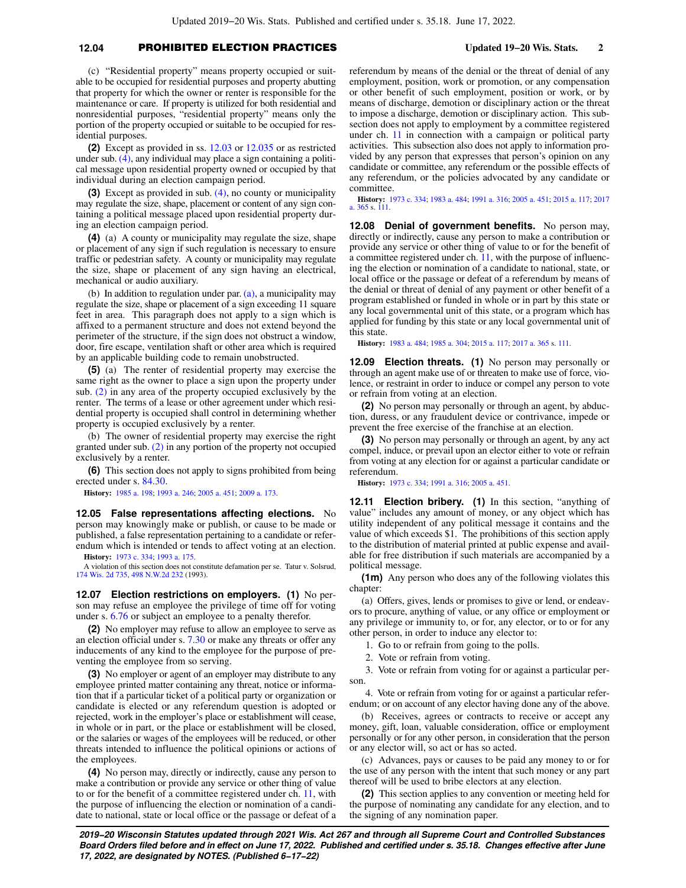(c) "Residential property" means property occupied or suitable to be occupied for residential purposes and property abutting that property for which the owner or renter is responsible for the maintenance or care. If property is utilized for both residential and nonresidential purposes, "residential property" means only the portion of the property occupied or suitable to be occupied for residential purposes.

**(2)** Except as provided in ss. 12.03 or 12.035 or as restricted under sub. (4), any individual may place a sign containing a political message upon residential property owned or occupied by that individual during an election campaign period.

**(3)** Except as provided in sub. (4), no county or municipality may regulate the size, shape, placement or content of any sign containing a political message placed upon residential property during an election campaign period.

**(4)** (a) A county or municipality may regulate the size, shape or placement of any sign if such regulation is necessary to ensure traffic or pedestrian safety. A county or municipality may regulate the size, shape or placement of any sign having an electrical, mechanical or audio auxiliary.

(b) In addition to regulation under par. (a), a municipality may regulate the size, shape or placement of a sign exceeding 11 square feet in area. This paragraph does not apply to a sign which is affixed to a permanent structure and does not extend beyond the perimeter of the structure, if the sign does not obstruct a window, door, fire escape, ventilation shaft or other area which is required by an applicable building code to remain unobstructed.

**(5)** (a) The renter of residential property may exercise the same right as the owner to place a sign upon the property under sub. (2) in any area of the property occupied exclusively by the renter. The terms of a lease or other agreement under which residential property is occupied shall control in determining whether property is occupied exclusively by a renter.

(b) The owner of residential property may exercise the right granted under sub. (2) in any portion of the property not occupied exclusively by a renter.

**(6)** This section does not apply to signs prohibited from being erected under s. 84.30.

**History:** 1985 a. 198; 1993 a. 246; 2005 a. 451; 2009 a. 173.

**12.05 False representations affecting elections.** No person may knowingly make or publish, or cause to be made or published, a false representation pertaining to a candidate or referendum which is intended or tends to affect voting at an election.

**History:** 1973 c. 334; 1993 a. 175.

A violation of this section does not constitute defamation per se. Tatur v. Solsrud, 174 Wis. 2d 735, 498 N.W.2d 232 (1993).

**12.07 Election restrictions on employers.** **(1)** No person may refuse an employee the privilege of time off for voting under s. 6.76 or subject an employee to a penalty therefor.

**(2)** No employer may refuse to allow an employee to serve as an election official under s. 7.30 or make any threats or offer any inducements of any kind to the employee for the purpose of preventing the employee from so serving.

**(3)** No employer or agent of an employer may distribute to any employee printed matter containing any threat, notice or information that if a particular ticket of a political party or organization or candidate is elected or any referendum question is adopted or rejected, work in the employer's place or establishment will cease, in whole or in part, or the place or establishment will be closed, or the salaries or wages of the employees will be reduced, or other threats intended to influence the political opinions or actions of the employees.

**(4)** No person may, directly or indirectly, cause any person to make a contribution or provide any service or other thing of value to or for the benefit of a committee registered under ch. 11, with the purpose of influencing the election or nomination of a candidate to national, state or local office or the passage or defeat of a referendum by means of the denial or the threat of denial of any employment, position, work or promotion, or any compensation or other benefit of such employment, position or work, or by means of discharge, demotion or disciplinary action or the threat to impose a discharge, demotion or disciplinary action. This subsection does not apply to employment by a committee registered under ch. 11 in connection with a campaign or political party activities. This subsection also does not apply to information provided by any person that expresses that person's opinion on any candidate or committee, any referendum or the possible effects of any referendum, or the policies advocated by any candidate or committee.

**History:** 1973 c. 334; 1983 a. 484; 1991 a. 316; 2005 a. 451; 2015 a. 117; 2017 a. 365 s. 111.

**12.08 Denial of government benefits.** No person may, directly or indirectly, cause any person to make a contribution or provide any service or other thing of value to or for the benefit of a committee registered under ch. 11, with the purpose of influencing the election or nomination of a candidate to national, state, or local office or the passage or defeat of a referendum by means of the denial or threat of denial of any payment or other benefit of a program established or funded in whole or in part by this state or any local governmental unit of this state, or a program which has applied for funding by this state or any local governmental unit of this state.

**History:** 1983 a. 484; 1985 a. 304; 2015 a. 117; 2017 a. 365 s. 111.

**12.09 Election threats.** **(1)** No person may personally or through an agent make use of or threaten to make use of force, violence, or restraint in order to induce or compel any person to vote or refrain from voting at an election.

**(2)** No person may personally or through an agent, by abduction, duress, or any fraudulent device or contrivance, impede or prevent the free exercise of the franchise at an election.

**(3)** No person may personally or through an agent, by any act compel, induce, or prevail upon an elector either to vote or refrain from voting at any election for or against a particular candidate or referendum.

**History:** 1973 c. 334; 1991 a. 316; 2005 a. 451.

**12.11 Election bribery.** **(1)** In this section, "anything of value" includes any amount of money, or any object which has utility independent of any political message it contains and the value of which exceeds $1. The prohibitions of this section apply to the distribution of material printed at public expense and available for free distribution if such materials are accompanied by a political message.

**(1m)** Any person who does any of the following violates this chapter:

(a) Offers, gives, lends or promises to give or lend, or endeavors to procure, anything of value, or any office or employment or any privilege or immunity to, or for, any elector, or to or for any other person, in order to induce any elector to:

1. Go to or refrain from going to the polls.
2. Vote or refrain from voting.
3. Vote or refrain from voting for or against a particular person.
4. Vote or refrain from voting for or against a particular referendum; or on account of any elector having done any of the above.

(b) Receives, agrees or contracts to receive or accept any money, gift, loan, valuable consideration, office or employment personally or for any other person, in consideration that the person or any elector will, so act or has so acted.

(c) Advances, pays or causes to be paid any money to or for the use of any person with the intent that such money or any part thereof will be used to bribe electors at any election.

**(2)** This section applies to any convention or meeting held for the purpose of nominating any candidate for any election, and to the signing of any nomination paper.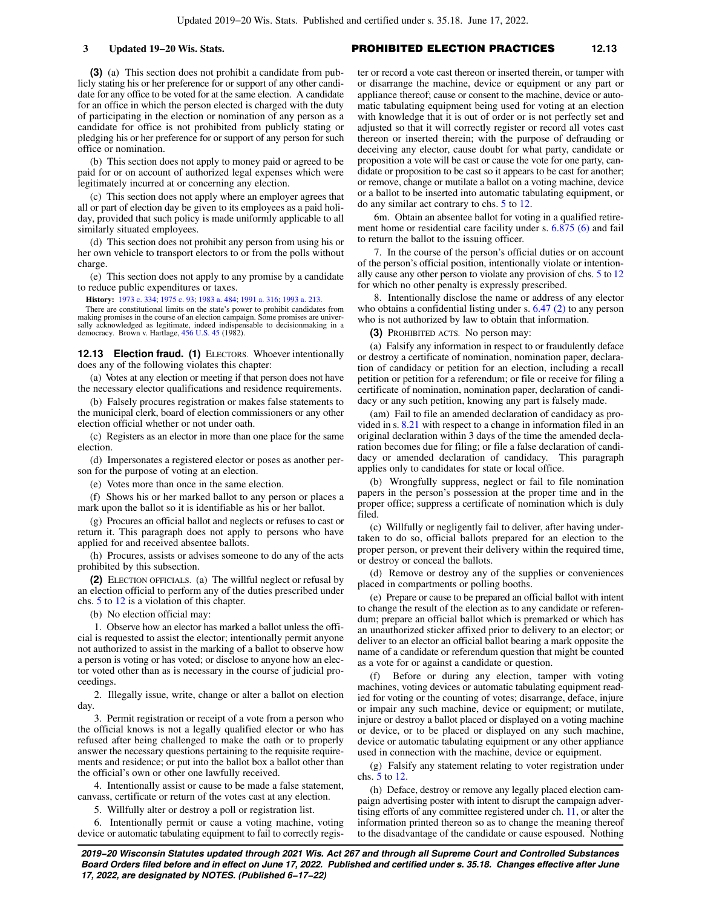**(3)** (a) This section does not prohibit a candidate from publicly stating his or her preference for or support of any other candidate for any office to be voted for at the same election. A candidate for an office in which the person elected is charged with the duty of participating in the election or nomination of any person as a candidate for office is not prohibited from publicly stating or pledging his or her preference for or support of any person for such office or nomination.

(b) This section does not apply to money paid or agreed to be paid for or on account of authorized legal expenses which were legitimately incurred at or concerning any election.

(c) This section does not apply where an employer agrees that all or part of election day be given to its employees as a paid holiday, provided that such policy is made uniformly applicable to all similarly situated employees.

(d) This section does not prohibit any person from using his or her own vehicle to transport electors to or from the polls without charge.

(e) This section does not apply to any promise by a candidate to reduce public expenditures or taxes.

**History:** 1973 c. 334; 1975 c. 93; 1983 a. 484; 1991 a. 316; 1993 a. 213.

There are constitutional limits on the state's power to prohibit candidates from making promises in the course of an election campaign. Some promises are universally acknowledged as legitimate, indeed indispensable to decisionmaking in a democracy. Brown v. Hartlage, 456 U.S. 45 (1982).

**12.13 Election fraud. (1)** ELECTORS. Whoever intentionally does any of the following violates this chapter:

(a) Votes at any election or meeting if that person does not have the necessary elector qualifications and residence requirements.

(b) Falsely procures registration or makes false statements to the municipal clerk, board of election commissioners or any other election official whether or not under oath.

(c) Registers as an elector in more than one place for the same election.

(d) Impersonates a registered elector or poses as another person for the purpose of voting at an election.

(e) Votes more than once in the same election.

(f) Shows his or her marked ballot to any person or places a mark upon the ballot so it is identifiable as his or her ballot.

(g) Procures an official ballot and neglects or refuses to cast or return it. This paragraph does not apply to persons who have applied for and received absentee ballots.

(h) Procures, assists or advises someone to do any of the acts prohibited by this subsection.

**(2)** ELECTION OFFICIALS. (a) The willful neglect or refusal by an election official to perform any of the duties prescribed under chs. 5 to 12 is a violation of this chapter.

(b) No election official may:

1. Observe how an elector has marked a ballot unless the official is requested to assist the elector; intentionally permit anyone not authorized to assist in the marking of a ballot to observe how a person is voting or has voted; or disclose to anyone how an elector voted other than as is necessary in the course of judicial proceedings.

2. Illegally issue, write, change or alter a ballot on election day.

3. Permit registration or receipt of a vote from a person who the official knows is not a legally qualified elector or who has refused after being challenged to make the oath or to properly answer the necessary questions pertaining to the requisite requirements and residence; or put into the ballot box a ballot other than the official's own or other one lawfully received.

4. Intentionally assist or cause to be made a false statement, canvass, certificate or return of the votes cast at any election.

5. Willfully alter or destroy a poll or registration list.

6. Intentionally permit or cause a voting machine, voting device or automatic tabulating equipment to fail to correctly register or record a vote cast thereon or inserted therein, or tamper with or disarrange the machine, device or equipment or any part or appliance thereof; cause or consent to the machine, device or automatic tabulating equipment being used for voting at an election with knowledge that it is out of order or is not perfectly set and adjusted so that it will correctly register or record all votes cast thereon or inserted therein; with the purpose of defrauding or deceiving any elector, cause doubt for what party, candidate or proposition a vote will be cast or cause the vote for one party, candidate or proposition to be cast so it appears to be cast for another; or remove, change or mutilate a ballot on a voting machine, device or a ballot to be inserted into automatic tabulating equipment, or do any similar act contrary to chs. 5 to 12.

6m. Obtain an absentee ballot for voting in a qualified retirement home or residential care facility under s. 6.875 (6) and fail to return the ballot to the issuing officer.

7. In the course of the person's official duties or on account of the person's official position, intentionally violate or intentionally cause any other person to violate any provision of chs. 5 to 12 for which no other penalty is expressly prescribed.

8. Intentionally disclose the name or address of any elector who obtains a confidential listing under s. 6.47 (2) to any person who is not authorized by law to obtain that information.

**(3)** PROHIBITED ACTS. No person may:

(a) Falsify any information in respect to or fraudulently deface or destroy a certificate of nomination, nomination paper, declaration of candidacy or petition for an election, including a recall petition or petition for a referendum; or file or receive for filing a certificate of nomination, nomination paper, declaration of candidacy or any such petition, knowing any part is falsely made.

(am) Fail to file an amended declaration of candidacy as provided in s. 8.21 with respect to a change in information filed in an original declaration within 3 days of the time the amended declaration becomes due for filing; or file a false declaration of candidacy or amended declaration of candidacy. This paragraph applies only to candidates for state or local office.

(b) Wrongfully suppress, neglect or fail to file nomination papers in the person's possession at the proper time and in the proper office; suppress a certificate of nomination which is duly filed.

(c) Willfully or negligently fail to deliver, after having undertaken to do so, official ballots prepared for an election to the proper person, or prevent their delivery within the required time, or destroy or conceal the ballots.

(d) Remove or destroy any of the supplies or conveniences placed in compartments or polling booths.

(e) Prepare or cause to be prepared an official ballot with intent to change the result of the election as to any candidate or referendum; prepare an official ballot which is premarked or which has an unauthorized sticker affixed prior to delivery to an elector; or deliver to an elector an official ballot bearing a mark opposite the name of a candidate or referendum question that might be counted as a vote for or against a candidate or question.

(f) Before or during any election, tamper with voting machines, voting devices or automatic tabulating equipment readied for voting or the counting of votes; disarrange, deface, injure or impair any such machine, device or equipment; or mutilate, injure or destroy a ballot placed or displayed on a voting machine or device, or to be placed or displayed on any such machine, device or automatic tabulating equipment or any other appliance used in connection with the machine, device or equipment.

(g) Falsify any statement relating to voter registration under chs. 5 to 12.

(h) Deface, destroy or remove any legally placed election campaign advertising poster with intent to disrupt the campaign advertising efforts of any committee registered under ch. 11, or alter the information printed thereon so as to change the meaning thereof to the disadvantage of the candidate or cause espoused. Nothing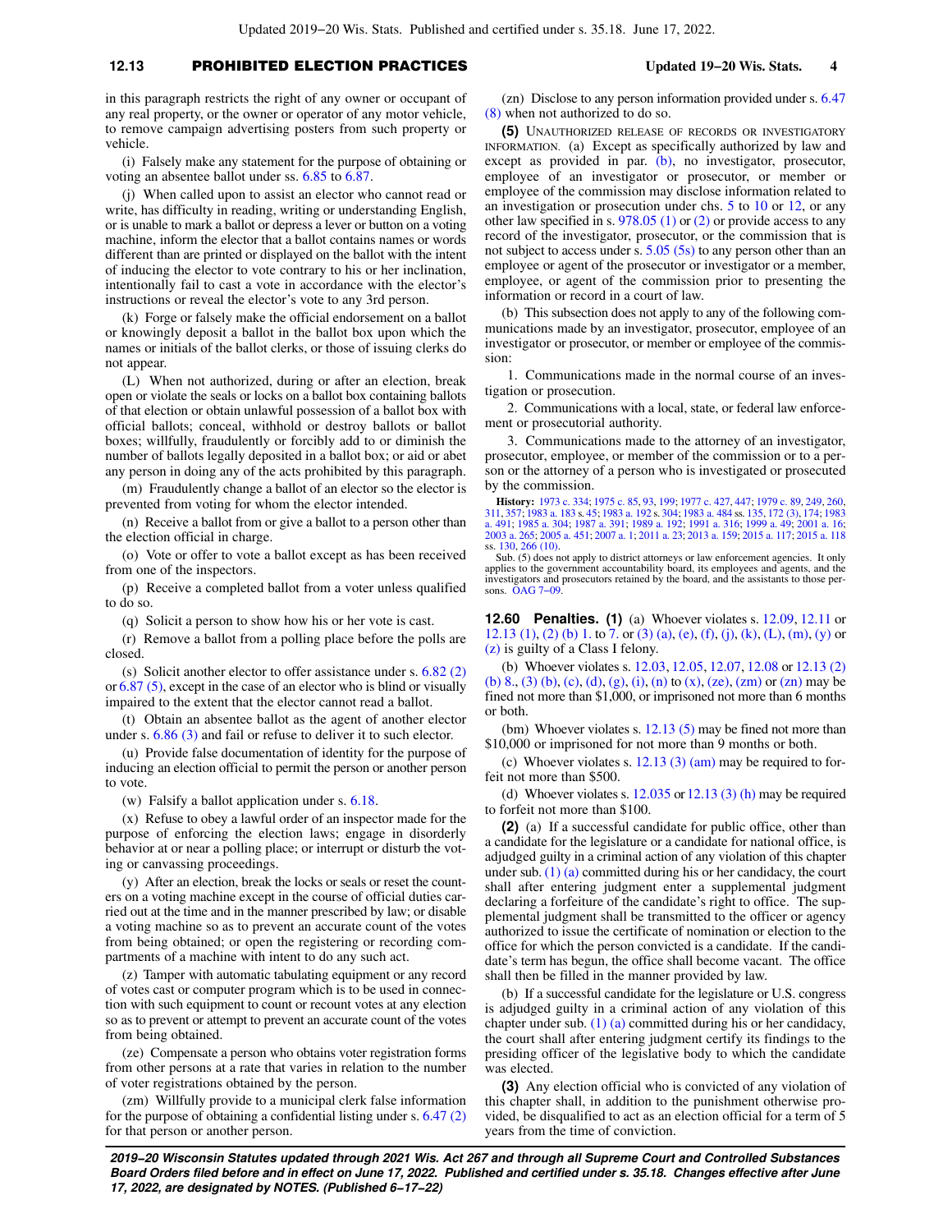in this paragraph restricts the right of any owner or occupant of any real property, or the owner or operator of any motor vehicle, to remove campaign advertising posters from such property or vehicle.

(i) Falsely make any statement for the purpose of obtaining or voting an absentee ballot under ss. 6.85 to 6.87.

(j) When called upon to assist an elector who cannot read or write, has difficulty in reading, writing or understanding English, or is unable to mark a ballot or depress a lever or button on a voting machine, inform the elector that a ballot contains names or words different than are printed or displayed on the ballot with the intent of inducing the elector to vote contrary to his or her inclination, intentionally fail to cast a vote in accordance with the elector's instructions or reveal the elector's vote to any 3rd person.

(k) Forge or falsely make the official endorsement on a ballot or knowingly deposit a ballot in the ballot box upon which the names or initials of the ballot clerks, or those of issuing clerks do not appear.

(L) When not authorized, during or after an election, break open or violate the seals or locks on a ballot box containing ballots of that election or obtain unlawful possession of a ballot box with official ballots; conceal, withhold or destroy ballots or ballot boxes; willfully, fraudulently or forcibly add to or diminish the number of ballots legally deposited in a ballot box; or aid or abet any person in doing any of the acts prohibited by this paragraph.

(m) Fraudulently change a ballot of an elector so the elector is prevented from voting for whom the elector intended.

(n) Receive a ballot from or give a ballot to a person other than the election official in charge.

(o) Vote or offer to vote a ballot except as has been received from one of the inspectors.

(p) Receive a completed ballot from a voter unless qualified to do so.

(q) Solicit a person to show how his or her vote is cast.

(r) Remove a ballot from a polling place before the polls are closed.

(s) Solicit another elector to offer assistance under s. 6.82 (2) or 6.87 (5), except in the case of an elector who is blind or visually impaired to the extent that the elector cannot read a ballot.

(t) Obtain an absentee ballot as the agent of another elector under s. 6.86 (3) and fail or refuse to deliver it to such elector.

(u) Provide false documentation of identity for the purpose of inducing an election official to permit the person or another person to vote.

(w) Falsify a ballot application under s. 6.18.

(x) Refuse to obey a lawful order of an inspector made for the purpose of enforcing the election laws; engage in disorderly behavior at or near a polling place; or interrupt or disturb the voting or canvassing proceedings.

(y) After an election, break the locks or seals or reset the counters on a voting machine except in the course of official duties carried out at the time and in the manner prescribed by law; or disable a voting machine so as to prevent an accurate count of the votes from being obtained; or open the registering or recording compartments of a machine with intent to do any such act.

(z) Tamper with automatic tabulating equipment or any record of votes cast or computer program which is to be used in connection with such equipment to count or recount votes at any election so as to prevent or attempt to prevent an accurate count of the votes from being obtained.

(ze) Compensate a person who obtains voter registration forms from other persons at a rate that varies in relation to the number of voter registrations obtained by the person.

(zm) Willfully provide to a municipal clerk false information for the purpose of obtaining a confidential listing under s. 6.47 (2) for that person or another person.

(zn) Disclose to any person information provided under s. 6.47 (8) when not authorized to do so.

**(5)** UNAUTHORIZED RELEASE OF RECORDS OR INVESTIGATORY INFORMATION. (a) Except as specifically authorized by law and except as provided in par. (b), no investigator, prosecutor, employee of an investigator or prosecutor, or member or employee of the commission may disclose information related to an investigation or prosecution under chs. 5 to 10 or 12, or any other law specified in s. 978.05 (1) or (2) or provide access to any record of the investigator, prosecutor, or the commission that is not subject to access under s. 5.05 (5s) to any person other than an employee or agent of the prosecutor or investigator or a member, employee, or agent of the commission prior to presenting the information or record in a court of law.

(b) This subsection does not apply to any of the following communications made by an investigator, prosecutor, employee of an investigator or prosecutor, or member or employee of the commission:

1. Communications made in the normal course of an investigation or prosecution.

2. Communications with a local, state, or federal law enforcement or prosecutorial authority.

3. Communications made to the attorney of an investigator, prosecutor, employee, or member of the commission or to a person or the attorney of a person who is investigated or prosecuted by the commission.

**History:** 1973 c. 334; 1975 c. 85, 93, 199; 1977 c. 427, 447; 1979 c. 89, 249, 260, 311, 357; 1983 a. 183 s. 45; 1983 a. 192 s. 304; 1983 a. 484 ss. 135, 172 (3), 174; 1983 a. 491; 1985 a. 304; 1987 a. 391; 1989 a. 192; 1991 a. 316; 1999 a. 49; 2001 a. 16; 2003 a. 265; 2005 a. 451; 2007 a. 1; 2011 a. 23; 2013 a. 159; 2015 a. 117; 2015 a. 118 ss. 130, 266 (10).

Sub. (5) does not apply to district attorneys or law enforcement agencies. It only applies to the government accountability board, its employees and agents, and the investigators and prosecutors retained by the board, and the assistants to those persons. OAG 7–09.

**12.60 Penalties. (1)** (a) Whoever violates s. 12.09, 12.11 or 12.13 (1), (2) (b) 1. to 7. or (3) (a), (e), (f), (j), (k), (L), (m), (y) or (z) is guilty of a Class I felony.

(b) Whoever violates s. 12.03, 12.05, 12.07, 12.08 or 12.13 (2) (b) 8., (3) (b), (c), (d), (g), (i), (n) to (x), (ze), (zm) or (zn) may be fined not more than $1,000, or imprisoned not more than 6 months or both.

(bm) Whoever violates s. 12.13 (5) may be fined not more than $10,000 or imprisoned for not more than 9 months or both.

(c) Whoever violates s. 12.13 (3) (am) may be required to forfeit not more than $500.

(d) Whoever violates s. 12.035 or 12.13 (3) (h) may be required to forfeit not more than $100.

**(2)** (a) If a successful candidate for public office, other than a candidate for the legislature or a candidate for national office, is adjudged guilty in a criminal action of any violation of this chapter under sub. (1) (a) committed during his or her candidacy, the court shall after entering judgment enter a supplemental judgment declaring a forfeiture of the candidate's right to office. The supplemental judgment shall be transmitted to the officer or agency authorized to issue the certificate of nomination or election to the office for which the person convicted is a candidate. If the candidate's term has begun, the office shall become vacant. The office shall then be filled in the manner provided by law.

(b) If a successful candidate for the legislature or U.S. congress is adjudged guilty in a criminal action of any violation of this chapter under sub. (1) (a) committed during his or her candidacy, the court shall after entering judgment certify its findings to the presiding officer of the legislative body to which the candidate was elected.

**(3)** Any election official who is convicted of any violation of this chapter shall, in addition to the punishment otherwise provided, be disqualified to act as an election official for a term of 5 years from the time of conviction.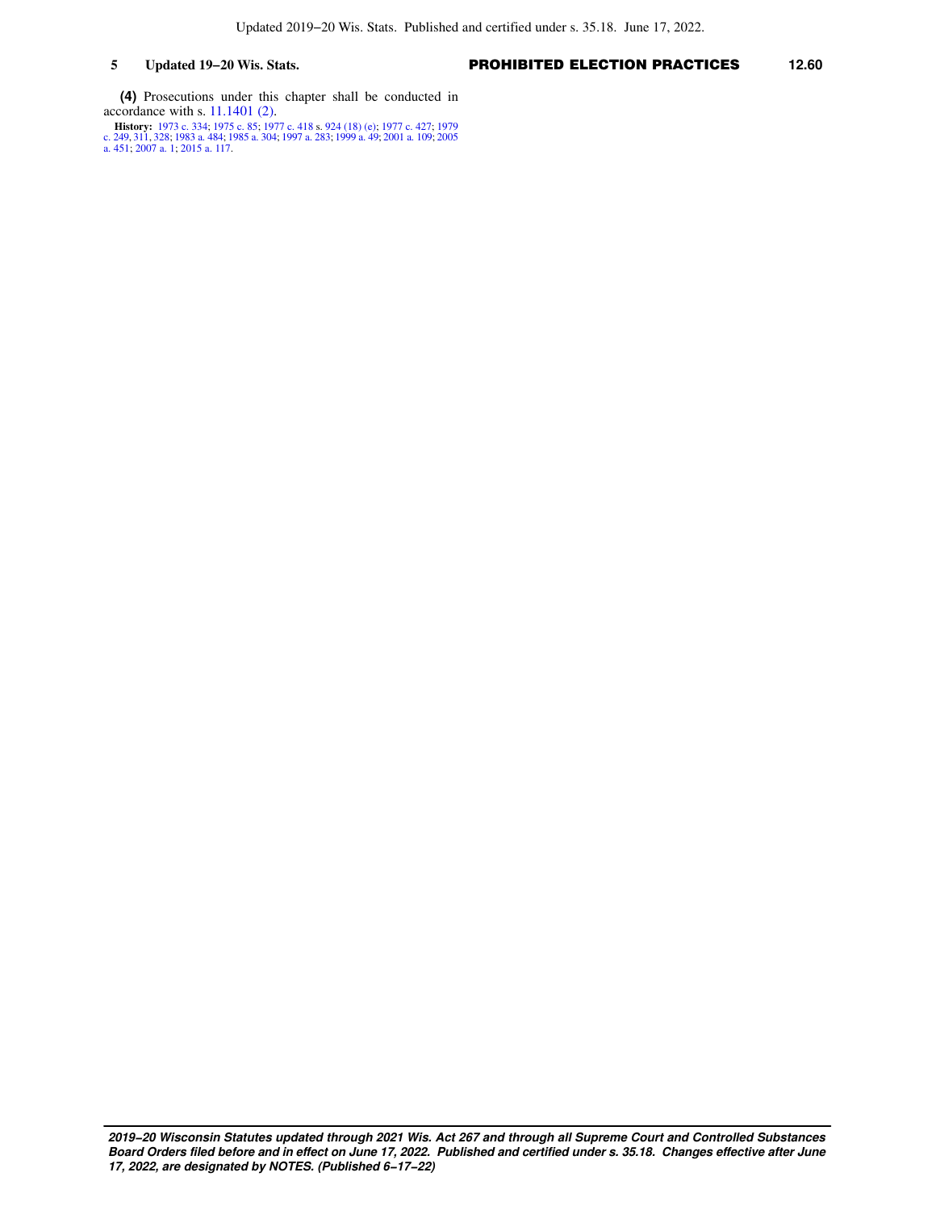**(4)** Prosecutions under this chapter shall be conducted in accordance with s. 11.1401 (2).

**History:** 1973 c. 334; 1975 c. 85; 1977 c. 418 s. 924 (18) (e); 1977 c. 427; 1979 c. 249, 311, 328; 1983 a. 484; 1985 a. 304; 1997 a. 283; 1999 a. 49; 2001 a. 109; 2005 a. 451; 2007 a. 1; 2015 a. 117.